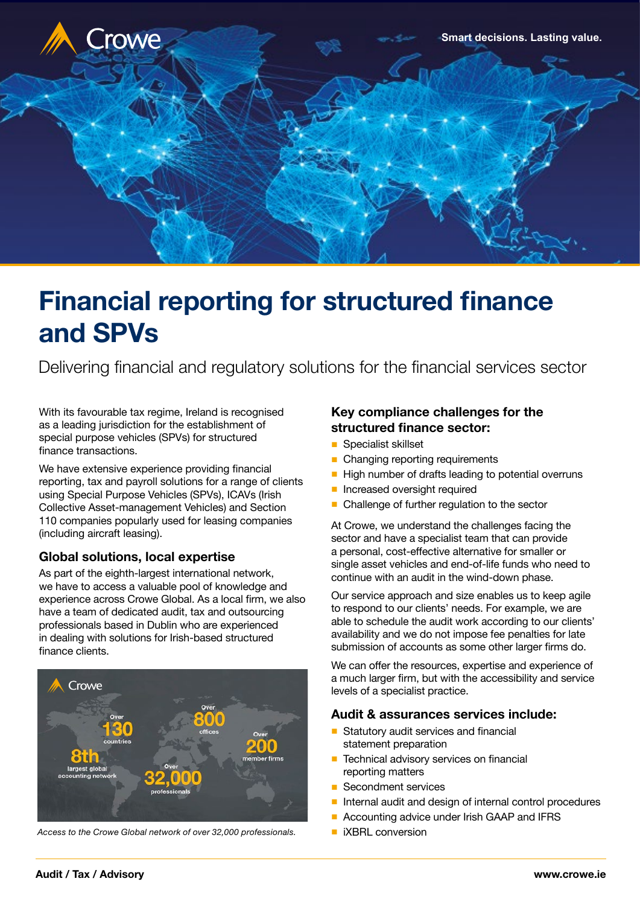# Financial reporting for structured finance and SPVs

Delivering financial and regulatory solutions for the financial services sector

With its favourable tax regime, Ireland is recognised as a leading jurisdiction for the establishment of special purpose vehicles (SPVs) for structured finance transactions.

We have extensive experience providing financial reporting, tax and payroll solutions for a range of clients using Special Purpose Vehicles (SPVs), ICAVs (Irish Collective Asset-management Vehicles) and Section 110 companies popularly used for leasing companies (including aircraft leasing).

### Global solutions, local expertise

As part of the eighth-largest international network, we have to access a valuable pool of knowledge and experience across Crowe Global. As a local firm, we also have a team of dedicated audit, tax and outsourcing professionals based in Dublin who are experienced in dealing with solutions for Irish-based structured finance clients.

Crowe

Over 130 countries

Over 800 offices

Over 200 member firms

8th largest global accounting network

Over 32,000 professionals

*Access to the Crowe Global network of over 32,000 professionals.*

### Key compliance challenges for the structured finance sector:

- Specialist skillset
- Changing reporting requirements
- High number of drafts leading to potential overruns
- Increased oversight required
- Challenge of further regulation to the sector

At Crowe, we understand the challenges facing the sector and have a specialist team that can provide a personal, cost-effective alternative for smaller or single asset vehicles and end-of-life funds who need to continue with an audit in the wind-down phase.

Our service approach and size enables us to keep agile to respond to our clients' needs. For example, we are able to schedule the audit work according to our clients' availability and we do not impose fee penalties for late submission of accounts as some other larger firms do.

We can offer the resources, expertise and experience of a much larger firm, but with the accessibility and service levels of a specialist practice.

### Audit & assurances services include:

- Statutory audit services and financial statement preparation
- Technical advisory services on financial reporting matters
- Secondment services
- Internal audit and design of internal control procedures
- Accounting advice under Irish GAAP and IFRS
- iXBRL conversion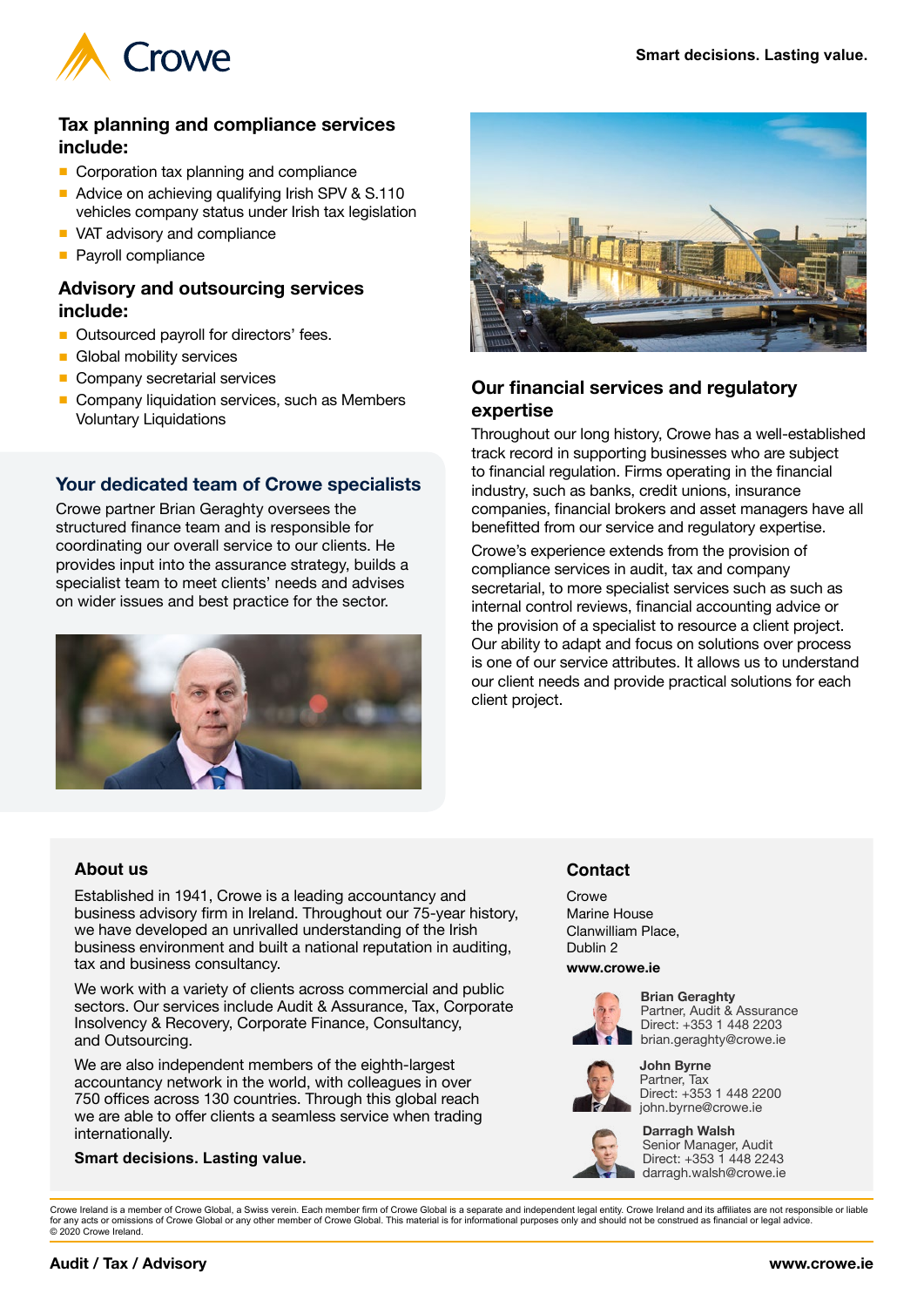## Tax planning and compliance services include:

- Corporation tax planning and compliance
- Advice on achieving qualifying Irish SPV & S.110 vehicles company status under Irish tax legislation
- VAT advisory and compliance
- Payroll compliance

## Advisory and outsourcing services include:

- Outsourced payroll for directors' fees.
- Global mobility services
- Company secretarial services
- Company liquidation services, such as Members Voluntary Liquidations

## Your dedicated team of Crowe specialists

Crowe partner Brian Geraghty oversees the structured finance team and is responsible for coordinating our overall service to our clients. He provides input into the assurance strategy, builds a specialist team to meet clients' needs and advises on wider issues and best practice for the sector.

## Our financial services and regulatory expertise

Throughout our long history, Crowe has a well-established track record in supporting businesses who are subject to financial regulation. Firms operating in the financial industry, such as banks, credit unions, insurance companies, financial brokers and asset managers have all benefitted from our service and regulatory expertise.

Crowe's experience extends from the provision of compliance services in audit, tax and company secretarial, to more specialist services such as such as internal control reviews, financial accounting advice or the provision of a specialist to resource a client project. Our ability to adapt and focus on solutions over process is one of our service attributes. It allows us to understand our client needs and provide practical solutions for each client project.

## About us

Established in 1941, Crowe is a leading accountancy and business advisory firm in Ireland. Throughout our 75-year history, we have developed an unrivalled understanding of the Irish business environment and built a national reputation in auditing, tax and business consultancy.

We work with a variety of clients across commercial and public sectors. Our services include Audit & Assurance, Tax, Corporate Insolvency & Recovery, Corporate Finance, Consultancy, and Outsourcing.

We are also independent members of the eighth-largest accountancy network in the world, with colleagues in over 750 offices across 130 countries. Through this global reach we are able to offer clients a seamless service when trading internationally.

**Smart decisions. Lasting value.**

## Contact

Crowe
Marine House
Clanwilliam Place,
Dublin 2

**www.crowe.ie**

**Brian Geraghty**
Partner, Audit & Assurance
Direct: +353 1 448 2203
brian.geraghty@crowe.ie

**John Byrne**
Partner, Tax
Direct: +353 1 448 2200
john.byrne@crowe.ie

**Darragh Walsh**
Senior Manager, Audit
Direct: +353 1 448 2243
darragh.walsh@crowe.ie

Crowe Ireland is a member of Crowe Global, a Swiss verein. Each member firm of Crowe Global is a separate and independent legal entity. Crowe Ireland and its affiliates are not responsible or liable for any acts or omissions of Crowe Global or any other member of Crowe Global. This material is for informational purposes only and should not be construed as financial or legal advice.
© 2020 Crowe Ireland.